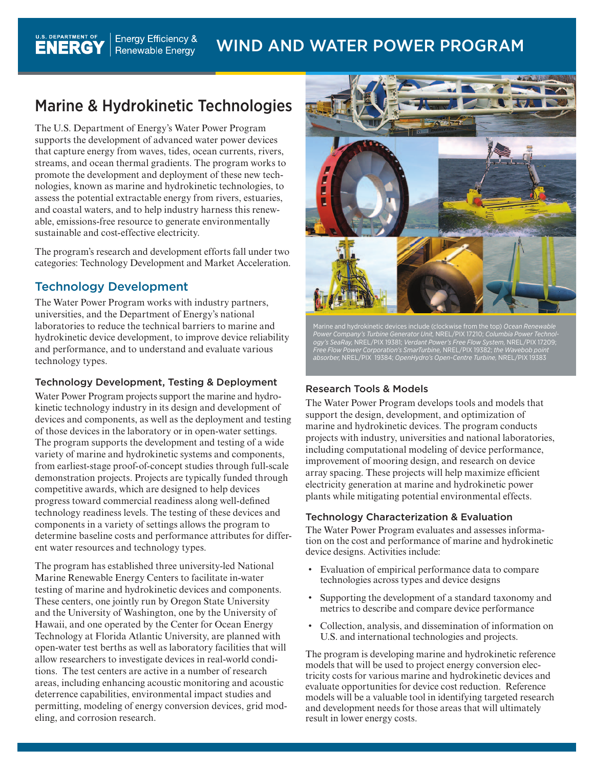# Marine & Hydrokinetic Technologies

The U.S. Department of Energy's Water Power Program supports the development of advanced water power devices that capture energy from waves, tides, ocean currents, rivers, streams, and ocean thermal gradients. The program works to promote the development and deployment of these new technologies, known as marine and hydrokinetic technologies, to assess the potential extractable energy from rivers, estuaries, and coastal waters, and to help industry harness this renewable, emissions-free resource to generate environmentally sustainable and cost-effective electricity.

The program's research and development efforts fall under two categories: Technology Development and Market Acceleration.

## Technology Development

The Water Power Program works with industry partners, universities, and the Department of Energy's national laboratories to reduce the technical barriers to marine and hydrokinetic device development, to improve device reliability and performance, and to understand and evaluate various technology types.

### Technology Development, Testing & Deployment

Water Power Program projects support the marine and hydrokinetic technology industry in its design and development of devices and components, as well as the deployment and testing of those devices in the laboratory or in open-water settings. The program supports the development and testing of a wide variety of marine and hydrokinetic systems and components, from earliest-stage proof-of-concept studies through full-scale demonstration projects. Projects are typically funded through competitive awards, which are designed to help devices progress toward commercial readiness along well-defined technology readiness levels. The testing of these devices and components in a variety of settings allows the program to determine baseline costs and performance attributes for different water resources and technology types.

The program has established three university-led National Marine Renewable Energy Centers to facilitate in-water testing of marine and hydrokinetic devices and components. These centers, one jointly run by Oregon State University and the University of Washington, one by the University of Hawaii, and one operated by the Center for Ocean Energy Technology at Florida Atlantic University, are planned with open-water test berths as well as laboratory facilities that will allow researchers to investigate devices in real-world conditions. The test centers are active in a number of research areas, including enhancing acoustic monitoring and acoustic deterrence capabilities, environmental impact studies and permitting, modeling of energy conversion devices, grid modeling, and corrosion research.

Marine and hydrokinetic devices include (clockwise from the top) *Ocean Renewable Power Company's Turbine Generator Unit,* NREL/PIX 17210; *Columbia Power Technology's SeaRay,* NREL/PIX 19381; *Verdant Power's Free Flow System,* NREL/PIX 17209; *Free Flow Power Corporation's SmarTurbine,* NREL/PIX 19382; *the Wavebob point absorber,* NREL/PIX 19384; *OpenHydro's Open-Centre Turbine,* NREL/PIX 19383

### Research Tools & Models

The Water Power Program develops tools and models that support the design, development, and optimization of marine and hydrokinetic devices. The program conducts projects with industry, universities and national laboratories, including computational modeling of device performance, improvement of mooring design, and research on device array spacing. These projects will help maximize efficient electricity generation at marine and hydrokinetic power plants while mitigating potential environmental effects.

### Technology Characterization & Evaluation

The Water Power Program evaluates and assesses information on the cost and performance of marine and hydrokinetic device designs. Activities include:

- Evaluation of empirical performance data to compare technologies across types and device designs
- Supporting the development of a standard taxonomy and metrics to describe and compare device performance
- Collection, analysis, and dissemination of information on U.S. and international technologies and projects.

The program is developing marine and hydrokinetic reference models that will be used to project energy conversion electricity costs for various marine and hydrokinetic devices and evaluate opportunities for device cost reduction. Reference models will be a valuable tool in identifying targeted research and development needs for those areas that will ultimately result in lower energy costs.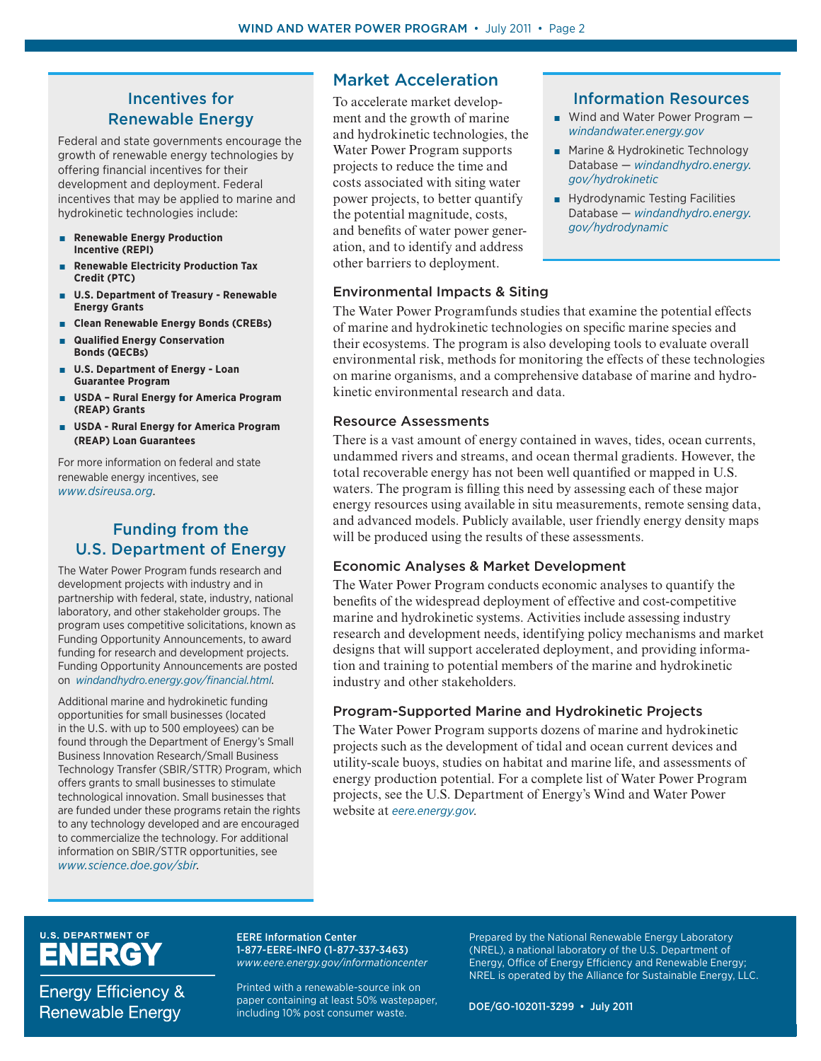## Incentives for Renewable Energy

Federal and state governments encourage the growth of renewable energy technologies by offering financial incentives for their development and deployment. Federal incentives that may be applied to marine and hydrokinetic technologies include:

- **Renewable Energy Production Incentive (REPI)**
- **Renewable Electricity Production Tax Credit (PTC)**
- **U.S. Department of Treasury - Renewable Energy Grants**
- **Clean Renewable Energy Bonds (CREBs)**
- **Qualified Energy Conservation Bonds (QECBs)**
- **U.S. Department of Energy - Loan Guarantee Program**
- **USDA – Rural Energy for America Program (REAP) Grants**
- **USDA - Rural Energy for America Program (REAP) Loan Guarantees**

For more information on federal and state renewable energy incentives, see *www.dsireusa.org*.

## Funding from the U.S. Department of Energy

The Water Power Program funds research and development projects with industry and in partnership with federal, state, industry, national laboratory, and other stakeholder groups. The program uses competitive solicitations, known as Funding Opportunity Announcements, to award funding for research and development projects. Funding Opportunity Announcements are posted on *windandhydro.energy.gov/financial.html*.

Additional marine and hydrokinetic funding opportunities for small businesses (located in the U.S. with up to 500 employees) can be found through the Department of Energy's Small Business Innovation Research/Small Business Technology Transfer (SBIR/STTR) Program, which offers grants to small businesses to stimulate technological innovation. Small businesses that are funded under these programs retain the rights to any technology developed and are encouraged to commercialize the technology. For additional information on SBIR/STTR opportunities, see *www.science.doe.gov/sbir*.

## Market Acceleration

To accelerate market development and the growth of marine and hydrokinetic technologies, the Water Power Program supports projects to reduce the time and costs associated with siting water power projects, to better quantify the potential magnitude, costs, and benefits of water power generation, and to identify and address other barriers to deployment.

## Information Resources

- Wind and Water Power Program — *windandwater.energy.gov*
- Marine & Hydrokinetic Technology Database — *windandhydro.energy.gov/hydrokinetic*
- Hydrodynamic Testing Facilities Database — *windandhydro.energy.gov/hydrodynamic*

### Environmental Impacts & Siting

The Water Power Programfunds studies that examine the potential effects of marine and hydrokinetic technologies on specific marine species and their ecosystems. The program is also developing tools to evaluate overall environmental risk, methods for monitoring the effects of these technologies on marine organisms, and a comprehensive database of marine and hydrokinetic environmental research and data.

### Resource Assessments

There is a vast amount of energy contained in waves, tides, ocean currents, undammed rivers and streams, and ocean thermal gradients. However, the total recoverable energy has not been well quantified or mapped in U.S. waters. The program is filling this need by assessing each of these major energy resources using available in situ measurements, remote sensing data, and advanced models. Publicly available, user friendly energy density maps will be produced using the results of these assessments.

### Economic Analyses & Market Development

The Water Power Program conducts economic analyses to quantify the benefits of the widespread deployment of effective and cost-competitive marine and hydrokinetic systems. Activities include assessing industry research and development needs, identifying policy mechanisms and market designs that will support accelerated deployment, and providing information and training to potential members of the marine and hydrokinetic industry and other stakeholders.

### Program-Supported Marine and Hydrokinetic Projects

The Water Power Program supports dozens of marine and hydrokinetic projects such as the development of tidal and ocean current devices and utility-scale buoys, studies on habitat and marine life, and assessments of energy production potential. For a complete list of Water Power Program projects, see the U.S. Department of Energy's Wind and Water Power website at *eere.energy.gov*.

U.S. DEPARTMENT OF ENERGY

Energy Efficiency & Renewable Energy

**EERE Information Center**
**1-877-EERE-INFO (1-877-337-3463)**
*www.eere.energy.gov/informationcenter*

Printed with a renewable-source ink on paper containing at least 50% wastepaper, including 10% post consumer waste.

Prepared by the National Renewable Energy Laboratory (NREL), a national laboratory of the U.S. Department of Energy, Office of Energy Efficiency and Renewable Energy; NREL is operated by the Alliance for Sustainable Energy, LLC.

DOE/GO-102011-3299 • July 2011